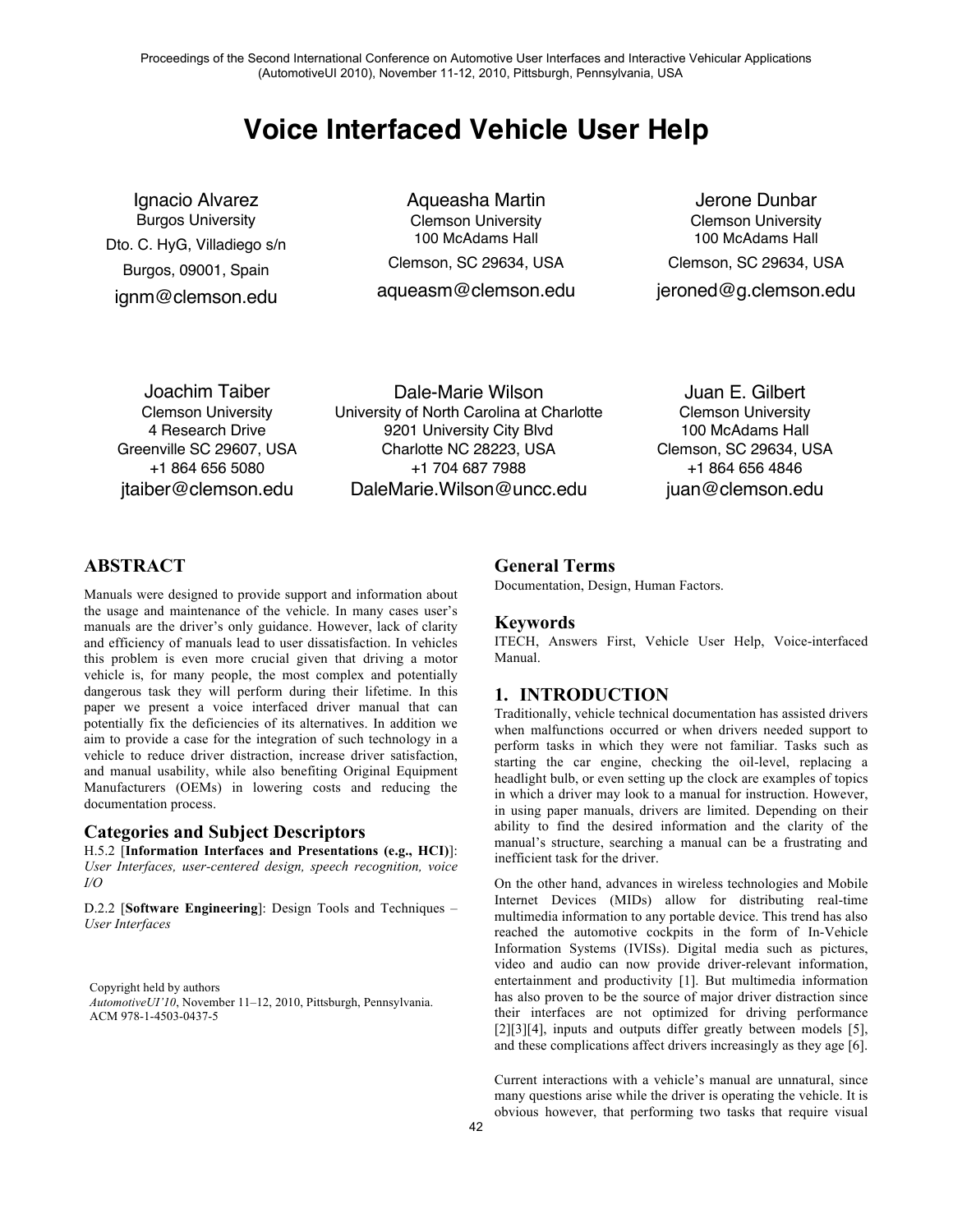# Voice Interfaced Vehicle User Help

Ignacio Alvarez
Burgos University
Dto. C. HyG, Villadiego s/n
Burgos, 09001, Spain
ignm@clemson.edu

Aqueasha Martin
Clemson University
100 McAdams Hall
Clemson, SC 29634, USA
aqueasm@clemson.edu

Jerone Dunbar
Clemson University
100 McAdams Hall
Clemson, SC 29634, USA
jeroned@g.clemson.edu

Joachim Taiber
Clemson University
4 Research Drive
Greenville SC 29607, USA
+1 864 656 5080
jtaiber@clemson.edu

Dale-Marie Wilson
University of North Carolina at Charlotte
9201 University City Blvd
Charlotte NC 28223, USA
+1 704 687 7988
DaleMarie.Wilson@uncc.edu

Juan E. Gilbert
Clemson University
100 McAdams Hall
Clemson, SC 29634, USA
+1 864 656 4846
juan@clemson.edu

## ABSTRACT

Manuals were designed to provide support and information about the usage and maintenance of the vehicle. In many cases user's manuals are the driver's only guidance. However, lack of clarity and efficiency of manuals lead to user dissatisfaction. In vehicles this problem is even more crucial given that driving a motor vehicle is, for many people, the most complex and potentially dangerous task they will perform during their lifetime. In this paper we present a voice interfaced driver manual that can potentially fix the deficiencies of its alternatives. In addition we aim to provide a case for the integration of such technology in a vehicle to reduce driver distraction, increase driver satisfaction, and manual usability, while also benefiting Original Equipment Manufacturers (OEMs) in lowering costs and reducing the documentation process.

## Categories and Subject Descriptors

H.5.2 [**Information Interfaces and Presentations (e.g., HCI)**]: *User Interfaces, user-centered design, speech recognition, voice I/O*

D.2.2 [**Software Engineering**]: Design Tools and Techniques – *User Interfaces*

Copyright held by authors
*AutomotiveUI'10*, November 11–12, 2010, Pittsburgh, Pennsylvania.
ACM 978-1-4503-0437-5

## General Terms

Documentation, Design, Human Factors.

## Keywords

ITECH, Answers First, Vehicle User Help, Voice-interfaced Manual.

## 1. INTRODUCTION

Traditionally, vehicle technical documentation has assisted drivers when malfunctions occurred or when drivers needed support to perform tasks in which they were not familiar. Tasks such as starting the car engine, checking the oil-level, replacing a headlight bulb, or even setting up the clock are examples of topics in which a driver may look to a manual for instruction. However, in using paper manuals, drivers are limited. Depending on their ability to find the desired information and the clarity of the manual's structure, searching a manual can be a frustrating and inefficient task for the driver.

On the other hand, advances in wireless technologies and Mobile Internet Devices (MIDs) allow for distributing real-time multimedia information to any portable device. This trend has also reached the automotive cockpits in the form of In-Vehicle Information Systems (IVISs). Digital media such as pictures, video and audio can now provide driver-relevant information, entertainment and productivity [1]. But multimedia information has also proven to be the source of major driver distraction since their interfaces are not optimized for driving performance [2][3][4], inputs and outputs differ greatly between models [5], and these complications affect drivers increasingly as they age [6].

Current interactions with a vehicle's manual are unnatural, since many questions arise while the driver is operating the vehicle. It is obvious however, that performing two tasks that require visual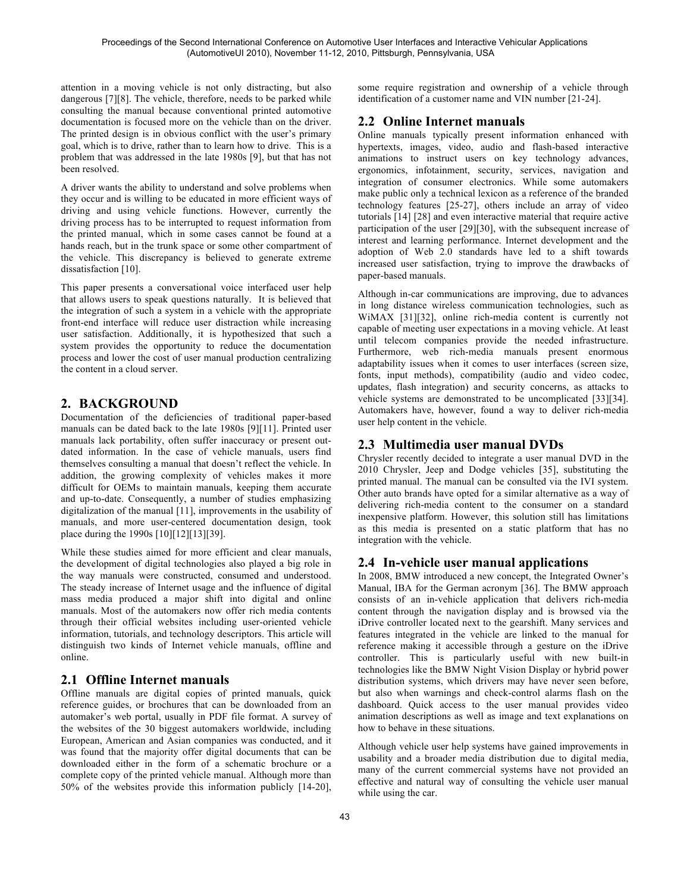attention in a moving vehicle is not only distracting, but also dangerous [7][8]. The vehicle, therefore, needs to be parked while consulting the manual because conventional printed automotive documentation is focused more on the vehicle than on the driver. The printed design is in obvious conflict with the user's primary goal, which is to drive, rather than to learn how to drive. This is a problem that was addressed in the late 1980s [9], but that has not been resolved.

A driver wants the ability to understand and solve problems when they occur and is willing to be educated in more efficient ways of driving and using vehicle functions. However, currently the driving process has to be interrupted to request information from the printed manual, which in some cases cannot be found at a hands reach, but in the trunk space or some other compartment of the vehicle. This discrepancy is believed to generate extreme dissatisfaction [10].

This paper presents a conversational voice interfaced user help that allows users to speak questions naturally. It is believed that the integration of such a system in a vehicle with the appropriate front-end interface will reduce user distraction while increasing user satisfaction. Additionally, it is hypothesized that such a system provides the opportunity to reduce the documentation process and lower the cost of user manual production centralizing the content in a cloud server.

## 2. BACKGROUND

Documentation of the deficiencies of traditional paper-based manuals can be dated back to the late 1980s [9][11]. Printed user manuals lack portability, often suffer inaccuracy or present out-dated information. In the case of vehicle manuals, users find themselves consulting a manual that doesn't reflect the vehicle. In addition, the growing complexity of vehicles makes it more difficult for OEMs to maintain manuals, keeping them accurate and up-to-date. Consequently, a number of studies emphasizing digitalization of the manual [11], improvements in the usability of manuals, and more user-centered documentation design, took place during the 1990s [10][12][13][39].

While these studies aimed for more efficient and clear manuals, the development of digital technologies also played a big role in the way manuals were constructed, consumed and understood. The steady increase of Internet usage and the influence of digital mass media produced a major shift into digital and online manuals. Most of the automakers now offer rich media contents through their official websites including user-oriented vehicle information, tutorials, and technology descriptors. This article will distinguish two kinds of Internet vehicle manuals, offline and online.

### 2.1 Offline Internet manuals

Offline manuals are digital copies of printed manuals, quick reference guides, or brochures that can be downloaded from an automaker's web portal, usually in PDF file format. A survey of the websites of the 30 biggest automakers worldwide, including European, American and Asian companies was conducted, and it was found that the majority offer digital documents that can be downloaded either in the form of a schematic brochure or a complete copy of the printed vehicle manual. Although more than 50% of the websites provide this information publicly [14-20], some require registration and ownership of a vehicle through identification of a customer name and VIN number [21-24].

### 2.2 Online Internet manuals

Online manuals typically present information enhanced with hypertexts, images, video, audio and flash-based interactive animations to instruct users on key technology advances, ergonomics, infotainment, security, services, navigation and integration of consumer electronics. While some automakers make public only a technical lexicon as a reference of the branded technology features [25-27], others include an array of video tutorials [14] [28] and even interactive material that require active participation of the user [29][30], with the subsequent increase of interest and learning performance. Internet development and the adoption of Web 2.0 standards have led to a shift towards increased user satisfaction, trying to improve the drawbacks of paper-based manuals.

Although in-car communications are improving, due to advances in long distance wireless communication technologies, such as WiMAX [31][32], online rich-media content is currently not capable of meeting user expectations in a moving vehicle. At least until telecom companies provide the needed infrastructure. Furthermore, web rich-media manuals present enormous adaptability issues when it comes to user interfaces (screen size, fonts, input methods), compatibility (audio and video codec, updates, flash integration) and security concerns, as attacks to vehicle systems are demonstrated to be uncomplicated [33][34]. Automakers have, however, found a way to deliver rich-media user help content in the vehicle.

### 2.3 Multimedia user manual DVDs

Chrysler recently decided to integrate a user manual DVD in the 2010 Chrysler, Jeep and Dodge vehicles [35], substituting the printed manual. The manual can be consulted via the IVI system. Other auto brands have opted for a similar alternative as a way of delivering rich-media content to the consumer on a standard inexpensive platform. However, this solution still has limitations as this media is presented on a static platform that has no integration with the vehicle.

### 2.4 In-vehicle user manual applications

In 2008, BMW introduced a new concept, the Integrated Owner's Manual, IBA for the German acronym [36]. The BMW approach consists of an in-vehicle application that delivers rich-media content through the navigation display and is browsed via the iDrive controller located next to the gearshift. Many services and features integrated in the vehicle are linked to the manual for reference making it accessible through a gesture on the iDrive controller. This is particularly useful with new built-in technologies like the BMW Night Vision Display or hybrid power distribution systems, which drivers may have never seen before, but also when warnings and check-control alarms flash on the dashboard. Quick access to the user manual provides video animation descriptions as well as image and text explanations on how to behave in these situations.

Although vehicle user help systems have gained improvements in usability and a broader media distribution due to digital media, many of the current commercial systems have not provided an effective and natural way of consulting the vehicle user manual while using the car.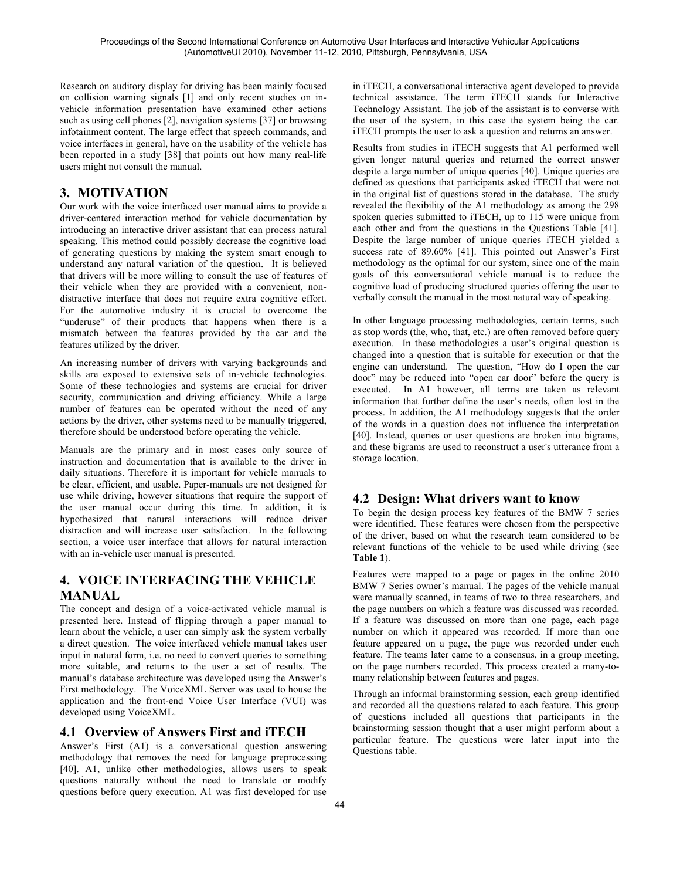Research on auditory display for driving has been mainly focused on collision warning signals [1] and only recent studies on in-vehicle information presentation have examined other actions such as using cell phones [2], navigation systems [37] or browsing infotainment content. The large effect that speech commands, and voice interfaces in general, have on the usability of the vehicle has been reported in a study [38] that points out how many real-life users might not consult the manual.

## 3. MOTIVATION

Our work with the voice interfaced user manual aims to provide a driver-centered interaction method for vehicle documentation by introducing an interactive driver assistant that can process natural speaking. This method could possibly decrease the cognitive load of generating questions by making the system smart enough to understand any natural variation of the question. It is believed that drivers will be more willing to consult the use of features of their vehicle when they are provided with a convenient, non-distractive interface that does not require extra cognitive effort. For the automotive industry it is crucial to overcome the "underuse" of their products that happens when there is a mismatch between the features provided by the car and the features utilized by the driver.

An increasing number of drivers with varying backgrounds and skills are exposed to extensive sets of in-vehicle technologies. Some of these technologies and systems are crucial for driver security, communication and driving efficiency. While a large number of features can be operated without the need of any actions by the driver, other systems need to be manually triggered, therefore should be understood before operating the vehicle.

Manuals are the primary and in most cases only source of instruction and documentation that is available to the driver in daily situations. Therefore it is important for vehicle manuals to be clear, efficient, and usable. Paper-manuals are not designed for use while driving, however situations that require the support of the user manual occur during this time. In addition, it is hypothesized that natural interactions will reduce driver distraction and will increase user satisfaction. In the following section, a voice user interface that allows for natural interaction with an in-vehicle user manual is presented.

## 4. VOICE INTERFACING THE VEHICLE MANUAL

The concept and design of a voice-activated vehicle manual is presented here. Instead of flipping through a paper manual to learn about the vehicle, a user can simply ask the system verbally a direct question. The voice interfaced vehicle manual takes user input in natural form, i.e. no need to convert queries to something more suitable, and returns to the user a set of results. The manual's database architecture was developed using the Answer's First methodology. The VoiceXML Server was used to house the application and the front-end Voice User Interface (VUI) was developed using VoiceXML.

### 4.1 Overview of Answers First and iTECH

Answer's First (A1) is a conversational question answering methodology that removes the need for language preprocessing [40]. A1, unlike other methodologies, allows users to speak questions naturally without the need to translate or modify questions before query execution. A1 was first developed for use in iTECH, a conversational interactive agent developed to provide technical assistance. The term iTECH stands for Interactive Technology Assistant. The job of the assistant is to converse with the user of the system, in this case the system being the car. iTECH prompts the user to ask a question and returns an answer.

Results from studies in iTECH suggests that A1 performed well given longer natural queries and returned the correct answer despite a large number of unique queries [40]. Unique queries are defined as questions that participants asked iTECH that were not in the original list of questions stored in the database. The study revealed the flexibility of the A1 methodology as among the 298 spoken queries submitted to iTECH, up to 115 were unique from each other and from the questions in the Questions Table [41]. Despite the large number of unique queries iTECH yielded a success rate of 89.60% [41]. This pointed out Answer's First methodology as the optimal for our system, since one of the main goals of this conversational vehicle manual is to reduce the cognitive load of producing structured queries offering the user to verbally consult the manual in the most natural way of speaking.

In other language processing methodologies, certain terms, such as stop words (the, who, that, etc.) are often removed before query execution. In these methodologies a user's original question is changed into a question that is suitable for execution or that the engine can understand. The question, "How do I open the car door" may be reduced into "open car door" before the query is executed. In A1 however, all terms are taken as relevant information that further define the user's needs, often lost in the process. In addition, the A1 methodology suggests that the order of the words in a question does not influence the interpretation [40]. Instead, queries or user questions are broken into bigrams, and these bigrams are used to reconstruct a user's utterance from a storage location.

### 4.2 Design: What drivers want to know

To begin the design process key features of the BMW 7 series were identified. These features were chosen from the perspective of the driver, based on what the research team considered to be relevant functions of the vehicle to be used while driving (see **Table 1**).

Features were mapped to a page or pages in the online 2010 BMW 7 Series owner's manual. The pages of the vehicle manual were manually scanned, in teams of two to three researchers, and the page numbers on which a feature was discussed was recorded. If a feature was discussed on more than one page, each page number on which it appeared was recorded. If more than one feature appeared on a page, the page was recorded under each feature. The teams later came to a consensus, in a group meeting, on the page numbers recorded. This process created a many-to-many relationship between features and pages.

Through an informal brainstorming session, each group identified and recorded all the questions related to each feature. This group of questions included all questions that participants in the brainstorming session thought that a user might perform about a particular feature. The questions were later input into the Questions table.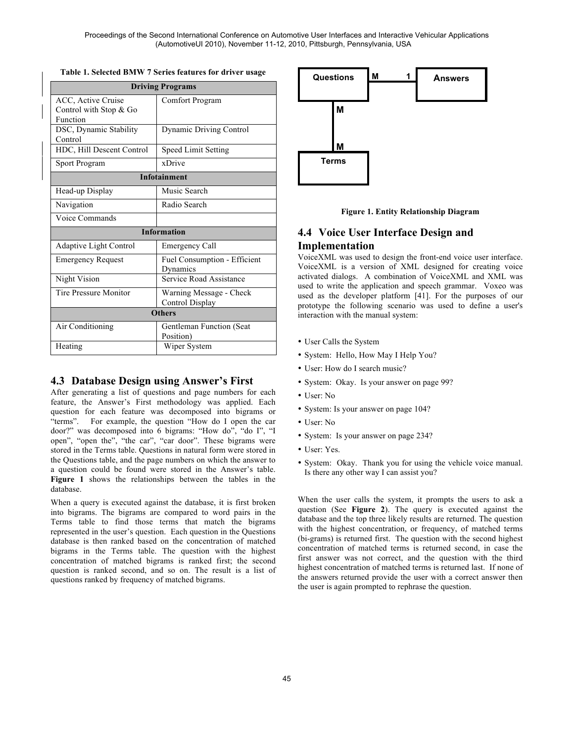**Table 1. Selected BMW 7 Series features for driver usage**

| Driving Programs | |
|---|---|
| ACC, Active Cruise Control with Stop & Go Function | Comfort Program |
| DSC, Dynamic Stability Control | Dynamic Driving Control |
| HDC, Hill Descent Control | Speed Limit Setting |
| Sport Program | xDrive |
| **Infotainment** | |
| Head-up Display | Music Search |
| Navigation | Radio Search |
| Voice Commands | |
| **Information** | |
| Adaptive Light Control | Emergency Call |
| Emergency Request | Fuel Consumption - Efficient Dynamics |
| Night Vision | Service Road Assistance |
| Tire Pressure Monitor | Warning Message - Check Control Display |
| **Others** | |
| Air Conditioning | Gentleman Function (Seat Position) |
| Heating | Wiper System |

## 4.3 Database Design using Answer's First

After generating a list of questions and page numbers for each feature, the Answer's First methodology was applied. Each question for each feature was decomposed into bigrams or "terms". For example, the question "How do I open the car door?" was decomposed into 6 bigrams: "How do", "do I", "I open", "open the", "the car", "car door". These bigrams were stored in the Terms table. Questions in natural form were stored in the Questions table, and the page numbers on which the answer to a question could be found were stored in the Answer's table. **Figure 1** shows the relationships between the tables in the database.

When a query is executed against the database, it is first broken into bigrams. The bigrams are compared to word pairs in the Terms table to find those terms that match the bigrams represented in the user's question. Each question in the Questions database is then ranked based on the concentration of matched bigrams in the Terms table. The question with the highest concentration of matched bigrams is ranked first; the second question is ranked second, and so on. The result is a list of questions ranked by frequency of matched bigrams.

Questions M — 1 Answers

M

M

Terms

**Figure 1. Entity Relationship Diagram**

## 4.4 Voice User Interface Design and Implementation

VoiceXML was used to design the front-end voice user interface. VoiceXML is a version of XML designed for creating voice activated dialogs. A combination of VoiceXML and XML was used to write the application and speech grammar. Voxeo was used as the developer platform [41]. For the purposes of our prototype the following scenario was used to define a user's interaction with the manual system:

- User Calls the System
- System: Hello, How May I Help You?
- User: How do I search music?
- System: Okay. Is your answer on page 99?
- User: No
- System: Is your answer on page 104?
- User: No
- System: Is your answer on page 234?
- User: Yes.
- System: Okay. Thank you for using the vehicle voice manual. Is there any other way I can assist you?

When the user calls the system, it prompts the users to ask a question (See **Figure 2**). The query is executed against the database and the top three likely results are returned. The question with the highest concentration, or frequency, of matched terms (bi-grams) is returned first. The question with the second highest concentration of matched terms is returned second, in case the first answer was not correct, and the question with the third highest concentration of matched terms is returned last. If none of the answers returned provide the user with a correct answer then the user is again prompted to rephrase the question.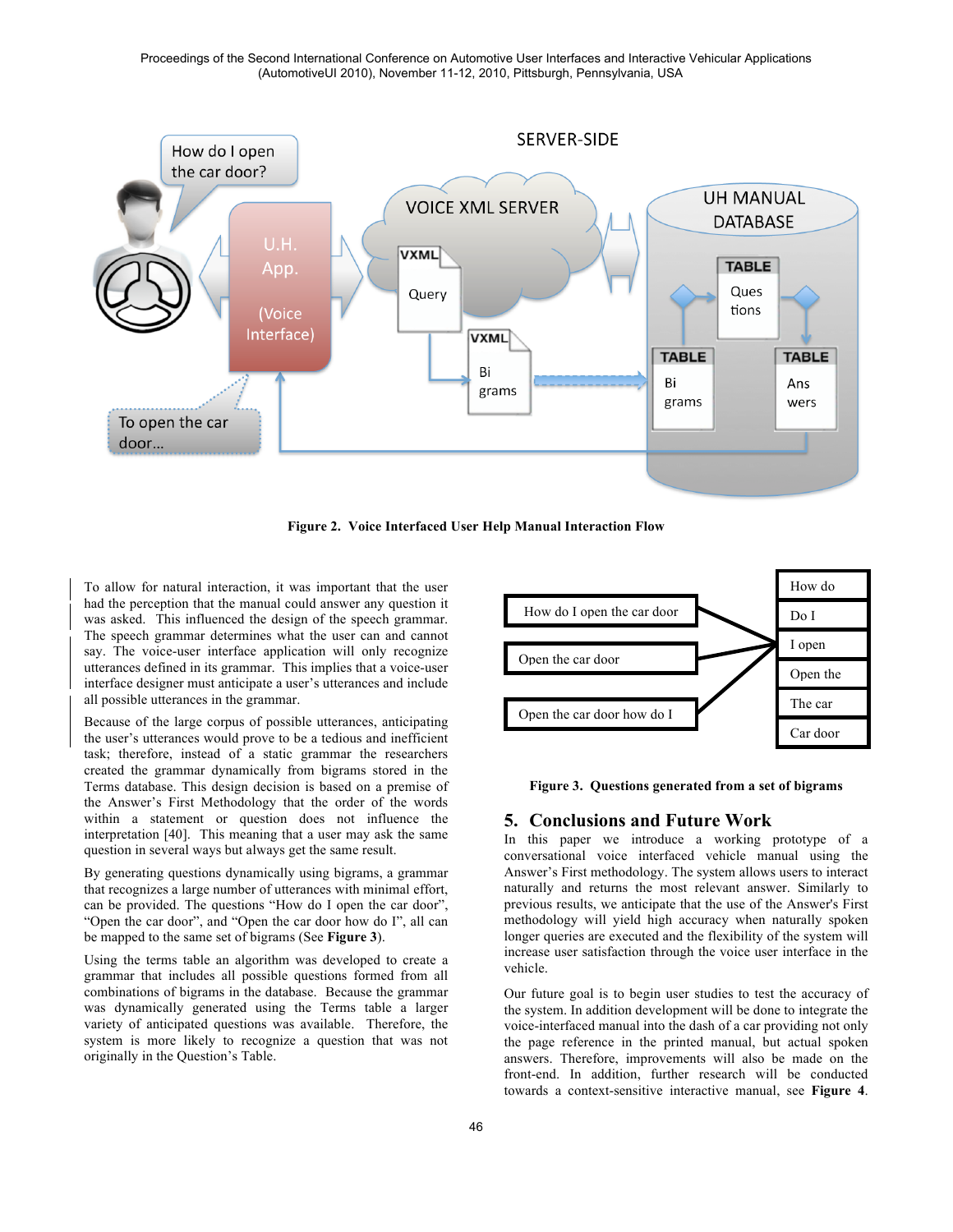SERVER-SIDE

How do I open the car door?

U.H. App. (Voice Interface)

To open the car door...

VOICE XML SERVER

VXML Query

VXML Bi grams

UH MANUAL DATABASE

TABLE Ques tions

TABLE Bi grams

TABLE Ans wers

**Figure 2. Voice Interfaced User Help Manual Interaction Flow**

To allow for natural interaction, it was important that the user had the perception that the manual could answer any question it was asked. This influenced the design of the speech grammar. The speech grammar determines what the user can and cannot say. The voice-user interface application will only recognize utterances defined in its grammar. This implies that a voice-user interface designer must anticipate a user's utterances and include all possible utterances in the grammar.

Because of the large corpus of possible utterances, anticipating the user's utterances would prove to be a tedious and inefficient task; therefore, instead of a static grammar the researchers created the grammar dynamically from bigrams stored in the Terms database. This design decision is based on a premise of the Answer's First Methodology that the order of the words within a statement or question does not influence the interpretation [40]. This meaning that a user may ask the same question in several ways but always get the same result.

By generating questions dynamically using bigrams, a grammar that recognizes a large number of utterances with minimal effort, can be provided. The questions "How do I open the car door", "Open the car door", and "Open the car door how do I", all can be mapped to the same set of bigrams (See **Figure 3**).

Using the terms table an algorithm was developed to create a grammar that includes all possible questions formed from all combinations of bigrams in the database. Because the grammar was dynamically generated using the Terms table a larger variety of anticipated questions was available. Therefore, the system is more likely to recognize a question that was not originally in the Question's Table.

How do I open the car door

Open the car door

Open the car door how do I

How do

Do I

I open

Open the

The car

Car door

**Figure 3. Questions generated from a set of bigrams**

## 5. Conclusions and Future Work

In this paper we introduce a working prototype of a conversational voice interfaced vehicle manual using the Answer's First methodology. The system allows users to interact naturally and returns the most relevant answer. Similarly to previous results, we anticipate that the use of the Answer's First methodology will yield high accuracy when naturally spoken longer queries are executed and the flexibility of the system will increase user satisfaction through the voice user interface in the vehicle.

Our future goal is to begin user studies to test the accuracy of the system. In addition development will be done to integrate the voice-interfaced manual into the dash of a car providing not only the page reference in the printed manual, but actual spoken answers. Therefore, improvements will also be made on the front-end. In addition, further research will be conducted towards a context-sensitive interactive manual, see **Figure 4**.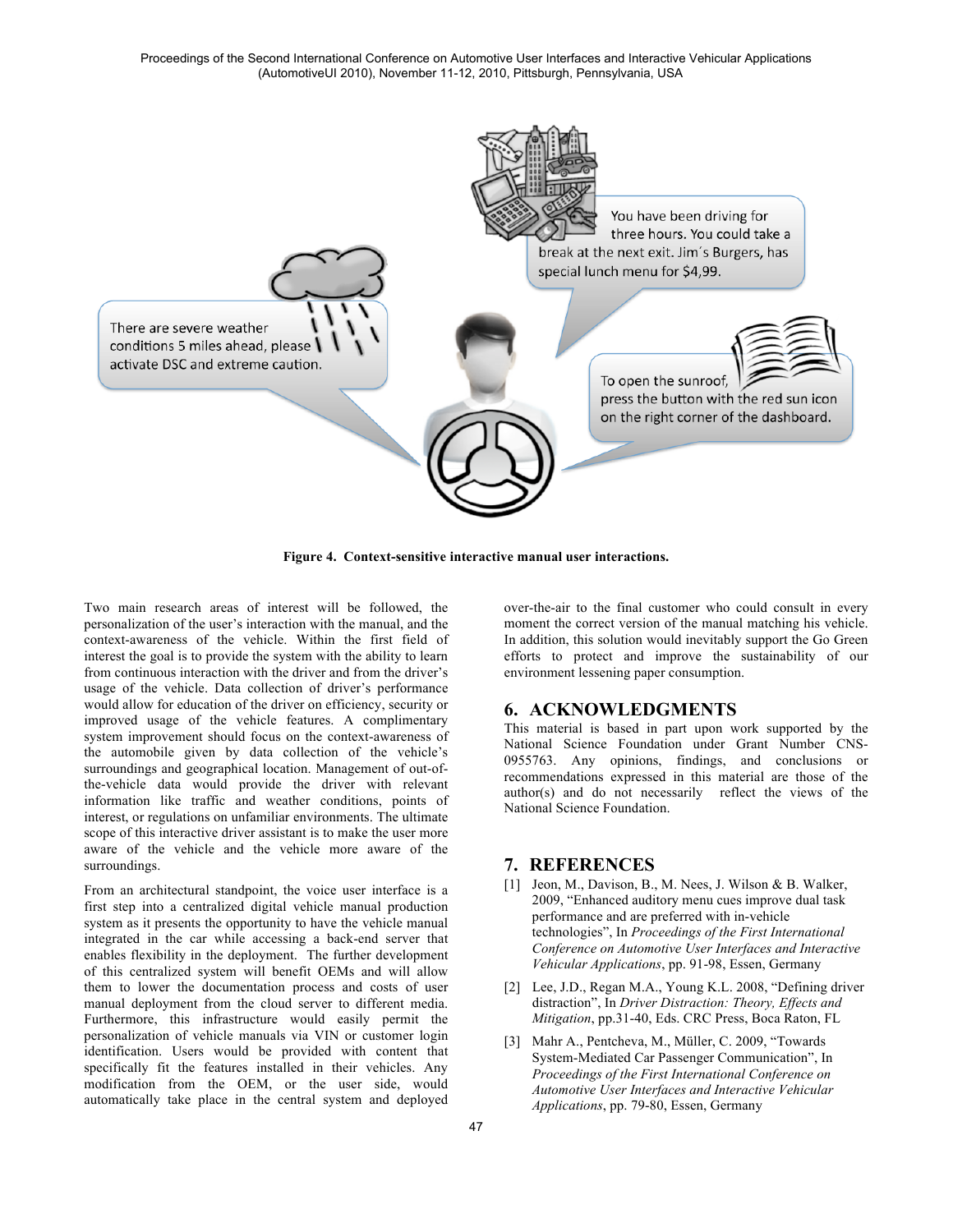Figure 4. Context-sensitive interactive manual user interactions.

Two main research areas of interest will be followed, the personalization of the user's interaction with the manual, and the context-awareness of the vehicle. Within the first field of interest the goal is to provide the system with the ability to learn from continuous interaction with the driver and from the driver's usage of the vehicle. Data collection of driver's performance would allow for education of the driver on efficiency, security or improved usage of the vehicle features. A complimentary system improvement should focus on the context-awareness of the automobile given by data collection of the vehicle's surroundings and geographical location. Management of out-of-the-vehicle data would provide the driver with relevant information like traffic and weather conditions, points of interest, or regulations on unfamiliar environments. The ultimate scope of this interactive driver assistant is to make the user more aware of the vehicle and the vehicle more aware of the surroundings.

From an architectural standpoint, the voice user interface is a first step into a centralized digital vehicle manual production system as it presents the opportunity to have the vehicle manual integrated in the car while accessing a back-end server that enables flexibility in the deployment. The further development of this centralized system will benefit OEMs and will allow them to lower the documentation process and costs of user manual deployment from the cloud server to different media. Furthermore, this infrastructure would easily permit the personalization of vehicle manuals via VIN or customer login identification. Users would be provided with content that specifically fit the features installed in their vehicles. Any modification from the OEM, or the user side, would automatically take place in the central system and deployed over-the-air to the final customer who could consult in every moment the correct version of the manual matching his vehicle. In addition, this solution would inevitably support the Go Green efforts to protect and improve the sustainability of our environment lessening paper consumption.

## 6. ACKNOWLEDGMENTS

This material is based in part upon work supported by the National Science Foundation under Grant Number CNS-0955763. Any opinions, findings, and conclusions or recommendations expressed in this material are those of the author(s) and do not necessarily reflect the views of the National Science Foundation.

## 7. REFERENCES

[1] Jeon, M., Davison, B., M. Nees, J. Wilson & B. Walker, 2009, "Enhanced auditory menu cues improve dual task performance and are preferred with in-vehicle technologies", In *Proceedings of the First International Conference on Automotive User Interfaces and Interactive Vehicular Applications*, pp. 91-98, Essen, Germany

[2] Lee, J.D., Regan M.A., Young K.L. 2008, "Defining driver distraction", In *Driver Distraction: Theory, Effects and Mitigation*, pp.31-40, Eds. CRC Press, Boca Raton, FL

[3] Mahr A., Pentcheva, M., Müller, C. 2009, "Towards System-Mediated Car Passenger Communication", In *Proceedings of the First International Conference on Automotive User Interfaces and Interactive Vehicular Applications*, pp. 79-80, Essen, Germany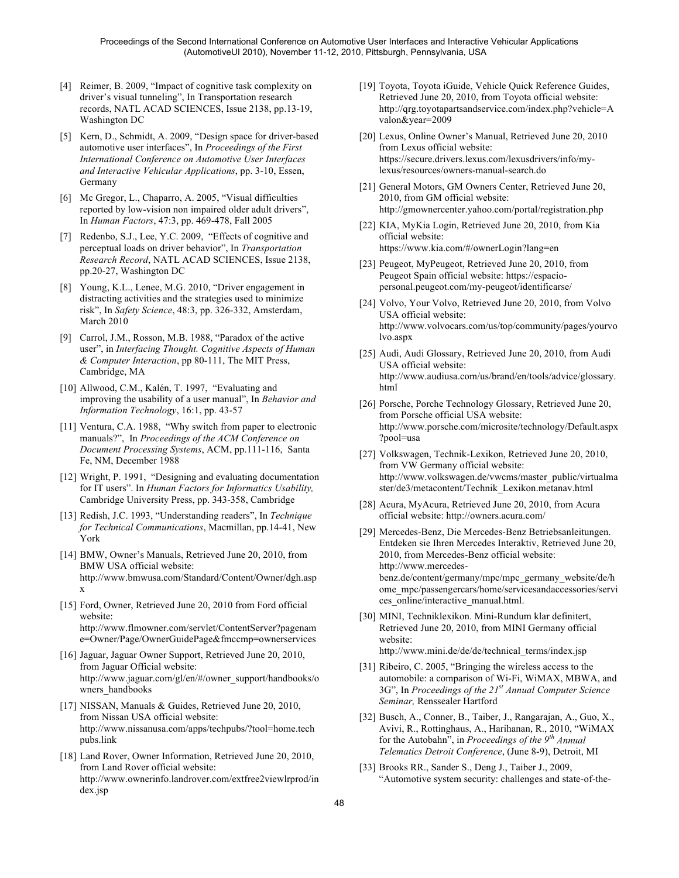[4] Reimer, B. 2009, "Impact of cognitive task complexity on driver's visual tunneling", In Transportation research records, NATL ACAD SCIENCES, Issue 2138, pp.13-19, Washington DC

[5] Kern, D., Schmidt, A. 2009, "Design space for driver-based automotive user interfaces", In *Proceedings of the First International Conference on Automotive User Interfaces and Interactive Vehicular Applications*, pp. 3-10, Essen, Germany

[6] Mc Gregor, L., Chaparro, A. 2005, "Visual difficulties reported by low-vision non impaired older adult drivers", In *Human Factors*, 47:3, pp. 469-478, Fall 2005

[7] Redenbo, S.J., Lee, Y.C. 2009, "Effects of cognitive and perceptual loads on driver behavior", In *Transportation Research Record*, NATL ACAD SCIENCES, Issue 2138, pp.20-27, Washington DC

[8] Young, K.L., Lenee, M.G. 2010, "Driver engagement in distracting activities and the strategies used to minimize risk", In *Safety Science*, 48:3, pp. 326-332, Amsterdam, March 2010

[9] Carrol, J.M., Rosson, M.B. 1988, "Paradox of the active user", in *Interfacing Thought. Cognitive Aspects of Human & Computer Interaction*, pp 80-111, The MIT Press, Cambridge, MA

[10] Allwood, C.M., Kalén, T. 1997, "Evaluating and improving the usability of a user manual", In *Behavior and Information Technology*, 16:1, pp. 43-57

[11] Ventura, C.A. 1988, "Why switch from paper to electronic manuals?", In *Proceedings of the ACM Conference on Document Processing Systems*, ACM, pp.111-116, Santa Fe, NM, December 1988

[12] Wright, P. 1991, "Designing and evaluating documentation for IT users". In *Human Factors for Informatics Usability,* Cambridge University Press, pp. 343-358, Cambridge

[13] Redish, J.C. 1993, "Understanding readers", In *Technique for Technical Communications*, Macmillan, pp.14-41, New York

[14] BMW, Owner's Manuals, Retrieved June 20, 2010, from BMW USA official website: http://www.bmwusa.com/Standard/Content/Owner/dgh.aspx

[15] Ford, Owner, Retrieved June 20, 2010 from Ford official website: http://www.flmowner.com/servlet/ContentServer?pagename=Owner/Page/OwnerGuidePage&fmccmp=ownerservices

[16] Jaguar, Jaguar Owner Support, Retrieved June 20, 2010, from Jaguar Official website: http://www.jaguar.com/gl/en/#/owner_support/handbooks/owners_handbooks

[17] NISSAN, Manuals & Guides, Retrieved June 20, 2010, from Nissan USA official website: http://www.nissanusa.com/apps/techpubs/?tool=home.techpubs.link

[18] Land Rover, Owner Information, Retrieved June 20, 2010, from Land Rover official website: http://www.ownerinfo.landrover.com/extfree2viewlrprod/index.jsp

[19] Toyota, Toyota iGuide, Vehicle Quick Reference Guides, Retrieved June 20, 2010, from Toyota official website: http://qrg.toyotapartsandservice.com/index.php?vehicle=Avalon&year=2009

[20] Lexus, Online Owner's Manual, Retrieved June 20, 2010 from Lexus official website: https://secure.drivers.lexus.com/lexusdrivers/info/my-lexus/resources/owners-manual-search.do

[21] General Motors, GM Owners Center, Retrieved June 20, 2010, from GM official website: http://gmownercenter.yahoo.com/portal/registration.php

[22] KIA, MyKia Login, Retrieved June 20, 2010, from Kia official website: https://www.kia.com/#/ownerLogin?lang=en

[23] Peugeot, MyPeugeot, Retrieved June 20, 2010, from Peugeot Spain official website: https://espacio-personal.peugeot.com/my-peugeot/identificarse/

[24] Volvo, Your Volvo, Retrieved June 20, 2010, from Volvo USA official website: http://www.volvocars.com/us/top/community/pages/yourvolvo.aspx

[25] Audi, Audi Glossary, Retrieved June 20, 2010, from Audi USA official website: http://www.audiusa.com/us/brand/en/tools/advice/glossary.html

[26] Porsche, Porche Technology Glossary, Retrieved June 20, from Porsche official USA website: http://www.porsche.com/microsite/technology/Default.aspx?pool=usa

[27] Volkswagen, Technik-Lexikon, Retrieved June 20, 2010, from VW Germany official website: http://www.volkswagen.de/vwcms/master_public/virtualmaster/de3/metacontent/Technik_Lexikon.metanav.html

[28] Acura, MyAcura, Retrieved June 20, 2010, from Acura official website: http://owners.acura.com/

[29] Mercedes-Benz, Die Mercedes-Benz Betriebsanleitungen. Entdeken sie Ihren Mercedes Interaktiv, Retrieved June 20, 2010, from Mercedes-Benz official website: http://www.mercedes-benz.de/content/germany/mpc/mpc_germany_website/de/home_mpc/passengercars/home/servicesandaccessories/services_online/interactive_manual.html.

[30] MINI, Techniklexikon. Mini-Rundum klar definitert, Retrieved June 20, 2010, from MINI Germany official website: http://www.mini.de/de/de/technical_terms/index.jsp

[31] Ribeiro, C. 2005, "Bringing the wireless access to the automobile: a comparison of Wi-Fi, WiMAX, MBWA, and 3G", In *Proceedings of the 21st Annual Computer Science Seminar,* Renssealer Hartford

[32] Busch, A., Conner, B., Taiber, J., Rangarajan, A., Guo, X., Avivi, R., Rottinghaus, A., Harihanan, R., 2010, "WiMAX for the Autobahn", in *Proceedings of the 9th Annual Telematics Detroit Conference*, (June 8-9), Detroit, MI

[33] Brooks RR., Sander S., Deng J., Taiber J., 2009, "Automotive system security: challenges and state-of-the-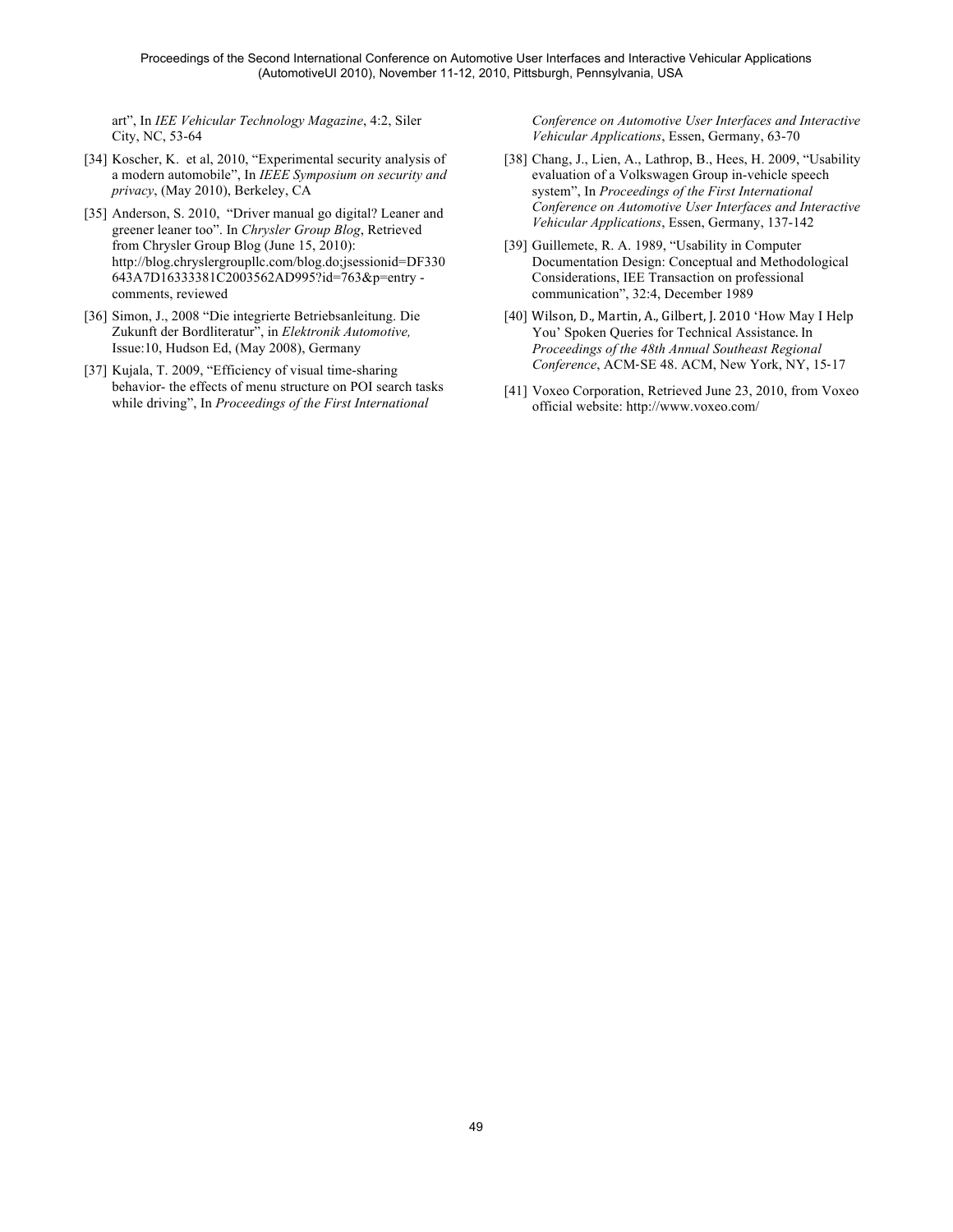art", In *IEE Vehicular Technology Magazine*, 4:2, Siler City, NC, 53-64

[34] Koscher, K. et al, 2010, "Experimental security analysis of a modern automobile", In *IEEE Symposium on security and privacy*, (May 2010), Berkeley, CA

[35] Anderson, S. 2010, "Driver manual go digital? Leaner and greener leaner too". In *Chrysler Group Blog*, Retrieved from Chrysler Group Blog (June 15, 2010): http://blog.chryslergroupllc.com/blog.do;jsessionid=DF330643A7D16333381C2003562AD995?id=763&p=entry - comments, reviewed

[36] Simon, J., 2008 "Die integrierte Betriebsanleitung. Die Zukunft der Bordliteratur", in *Elektronik Automotive,* Issue:10, Hudson Ed, (May 2008), Germany

[37] Kujala, T. 2009, "Efficiency of visual time-sharing behavior- the effects of menu structure on POI search tasks while driving", In *Proceedings of the First International Conference on Automotive User Interfaces and Interactive Vehicular Applications*, Essen, Germany, 63-70

[38] Chang, J., Lien, A., Lathrop, B., Hees, H. 2009, "Usability evaluation of a Volkswagen Group in-vehicle speech system", In *Proceedings of the First International Conference on Automotive User Interfaces and Interactive Vehicular Applications*, Essen, Germany, 137-142

[39] Guillemete, R. A. 1989, "Usability in Computer Documentation Design: Conceptual and Methodological Considerations, IEE Transaction on professional communication", 32:4, December 1989

[40] Wilson, D., Martin, A., Gilbert, J. 2010 'How May I Help You' Spoken Queries for Technical Assistance. In *Proceedings of the 48th Annual Southeast Regional Conference*, ACM-SE 48. ACM, New York, NY, 15-17

[41] Voxeo Corporation, Retrieved June 23, 2010, from Voxeo official website: http://www.voxeo.com/